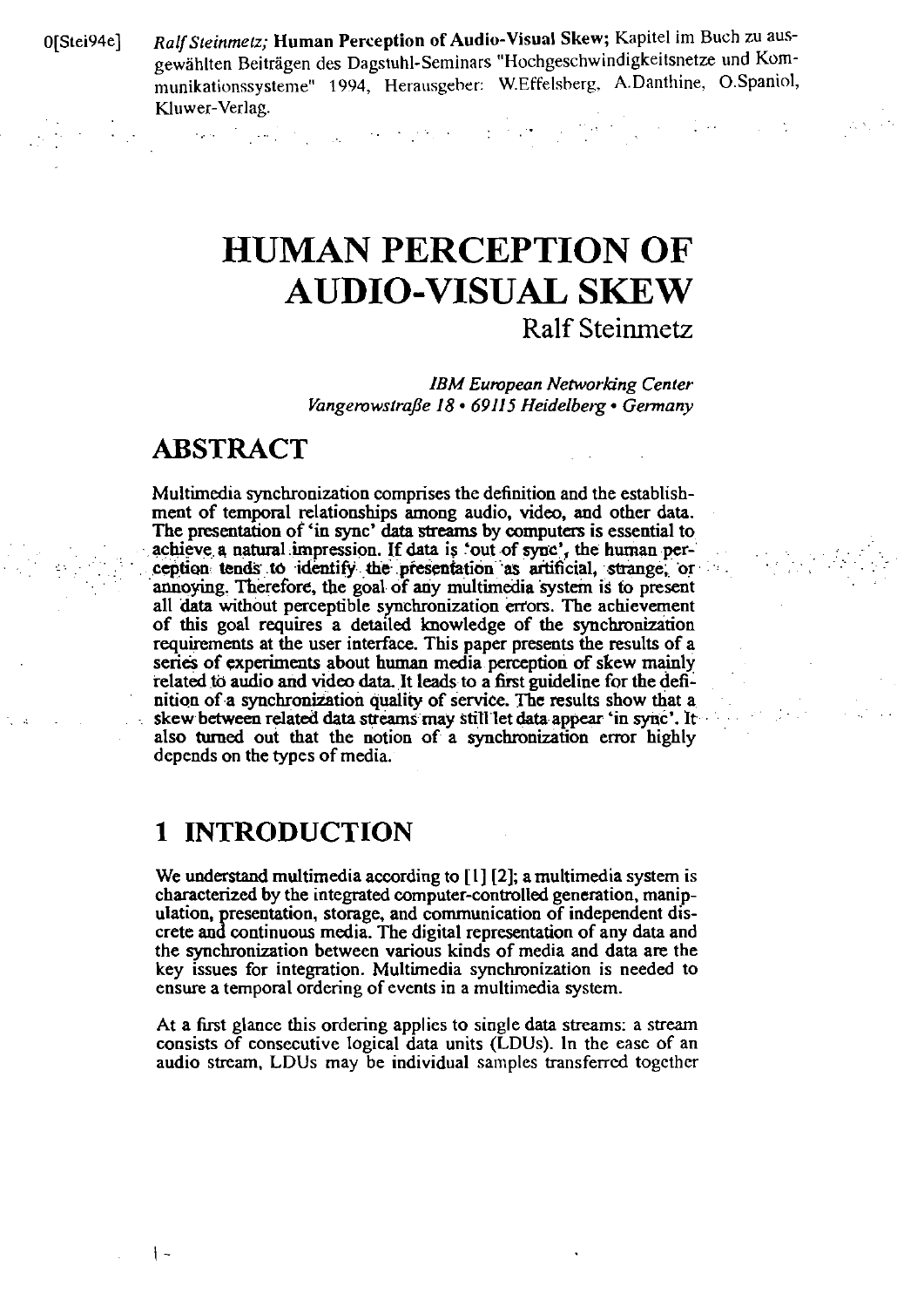0[Stei94e] *Ralf Steinmetz;* **Human Perception of Audio-Visual Skew**; Kapitel im Buch zu ausgewählten Beiträgen des Dagstuhl-Seminars "Hochgeschwindigkeitsnetze und Kommunikationssysteme" 1994, Herausgeber: W.Effelsberg, A.Danthine, O.Spaniol, Kluwer-Verlag.

# HUMAN PERCEPTION OF AUDIO-VISUAL SKEW

Ralf Steinmetz

*IBM European Networking Center*
*Vangerowstraße 18 • 69115 Heidelberg • Germany*

## ABSTRACT

Multimedia synchronization comprises the definition and the establishment of temporal relationships among audio, video, and other data. The presentation of 'in sync' data streams by computers is essential to achieve a natural impression. If data is 'out of sync', the human perception tends to identify the presentation as artificial, strange, or annoying. Therefore, the goal of any multimedia system is to present all data without perceptible synchronization errors. The achievement of this goal requires a detailed knowledge of the synchronization requirements at the user interface. This paper presents the results of a series of experiments about human media perception of skew mainly related to audio and video data. It leads to a first guideline for the definition of a synchronization quality of service. The results show that a skew between related data streams may still let data appear 'in sync'. It also turned out that the notion of a synchronization error highly depends on the types of media.

## 1 INTRODUCTION

We understand multimedia according to [1] [2]; a multimedia system is characterized by the integrated computer-controlled generation, manipulation, presentation, storage, and communication of independent discrete and continuous media. The digital representation of any data and the synchronization between various kinds of media and data are the key issues for integration. Multimedia synchronization is needed to ensure a temporal ordering of events in a multimedia system.

At a first glance this ordering applies to single data streams: a stream consists of consecutive logical data units (LDUs). In the case of an audio stream, LDUs may be individual samples transferred together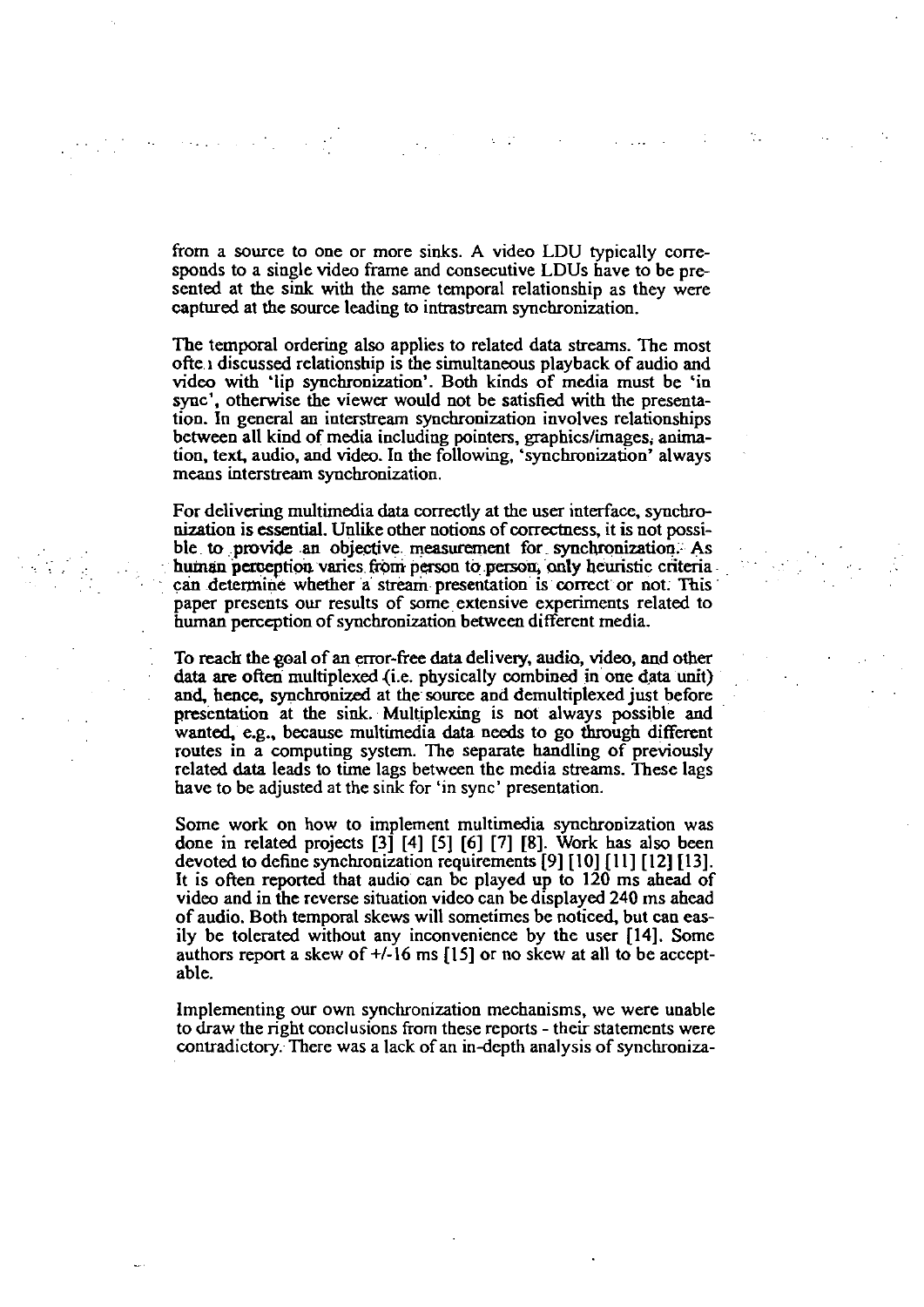from a source to one or more sinks. A video LDU typically corresponds to a single video frame and consecutive LDUs have to be presented at the sink with the same temporal relationship as they were captured at the source leading to intrastream synchronization.

The temporal ordering also applies to related data streams. The most often discussed relationship is the simultaneous playback of audio and video with 'lip synchronization'. Both kinds of media must be 'in sync', otherwise the viewer would not be satisfied with the presentation. In general an interstream synchronization involves relationships between all kind of media including pointers, graphics/images, animation, text, audio, and video. In the following, 'synchronization' always means interstream synchronization.

For delivering multimedia data correctly at the user interface, synchronization is essential. Unlike other notions of correctness, it is not possible to provide an objective measurement for synchronization. As human perception varies from person to person, only heuristic criteria can determine whether a stream presentation is correct or not. This paper presents our results of some extensive experiments related to human perception of synchronization between different media.

To reach the goal of an error-free data delivery, audio, video, and other data are often multiplexed (i.e. physically combined in one data unit) and, hence, synchronized at the source and demultiplexed just before presentation at the sink. Multiplexing is not always possible and wanted, e.g., because multimedia data needs to go through different routes in a computing system. The separate handling of previously related data leads to time lags between the media streams. These lags have to be adjusted at the sink for 'in sync' presentation.

Some work on how to implement multimedia synchronization was done in related projects [3] [4] [5] [6] [7] [8]. Work has also been devoted to define synchronization requirements [9] [10] [11] [12] [13]. It is often reported that audio can be played up to 120 ms ahead of video and in the reverse situation video can be displayed 240 ms ahead of audio. Both temporal skews will sometimes be noticed, but can easily be tolerated without any inconvenience by the user [14]. Some authors report a skew of +/-16 ms [15] or no skew at all to be acceptable.

Implementing our own synchronization mechanisms, we were unable to draw the right conclusions from these reports - their statements were contradictory. There was a lack of an in-depth analysis of synchroniza-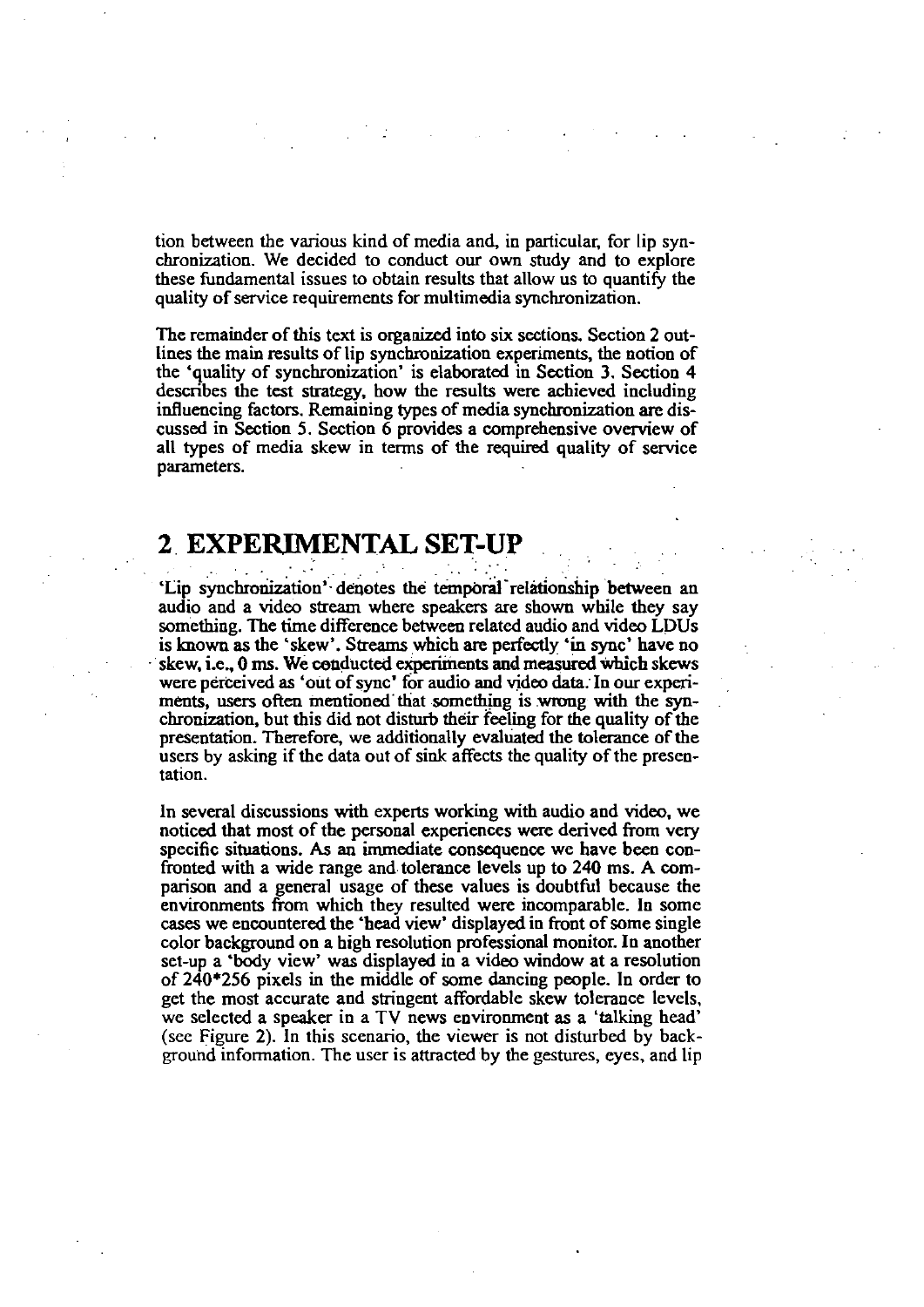tion between the various kind of media and, in particular, for lip synchronization. We decided to conduct our own study and to explore these fundamental issues to obtain results that allow us to quantify the quality of service requirements for multimedia synchronization.

The remainder of this text is organized into six sections. Section 2 outlines the main results of lip synchronization experiments, the notion of the 'quality of synchronization' is elaborated in Section 3. Section 4 describes the test strategy, how the results were achieved including influencing factors. Remaining types of media synchronization are discussed in Section 5. Section 6 provides a comprehensive overview of all types of media skew in terms of the required quality of service parameters.

## 2 EXPERIMENTAL SET-UP

'Lip synchronization' denotes the temporal relationship between an audio and a video stream where speakers are shown while they say something. The time difference between related audio and video LDUs is known as the 'skew'. Streams which are perfectly 'in sync' have no skew, i.e., 0 ms. We conducted experiments and measured which skews were perceived as 'out of sync' for audio and video data. In our experiments, users often mentioned that something is wrong with the synchronization, but this did not disturb their feeling for the quality of the presentation. Therefore, we additionally evaluated the tolerance of the users by asking if the data out of sink affects the quality of the presentation.

In several discussions with experts working with audio and video, we noticed that most of the personal experiences were derived from very specific situations. As an immediate consequence we have been confronted with a wide range and tolerance levels up to 240 ms. A comparison and a general usage of these values is doubtful because the environments from which they resulted were incomparable. In some cases we encountered the 'head view' displayed in front of some single color background on a high resolution professional monitor. In another set-up a 'body view' was displayed in a video window at a resolution of 240*256 pixels in the middle of some dancing people. In order to get the most accurate and stringent affordable skew tolerance levels, we selected a speaker in a TV news environment as a 'talking head' (see Figure 2). In this scenario, the viewer is not disturbed by background information. The user is attracted by the gestures, eyes, and lip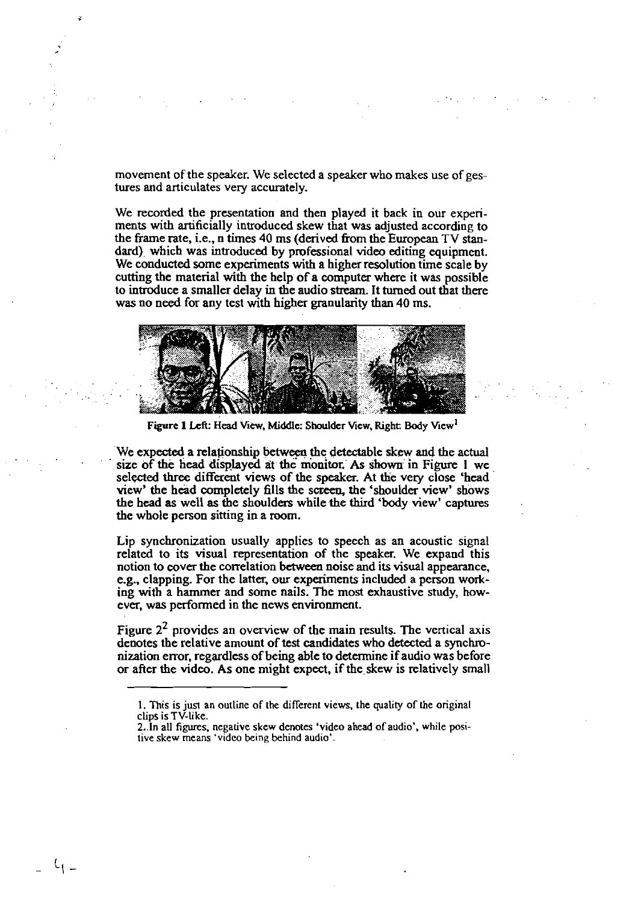movement of the speaker. We selected a speaker who makes use of gestures and articulates very accurately.

We recorded the presentation and then played it back in our experiments with artificially introduced skew that was adjusted according to the frame rate, i.e., n times 40 ms (derived from the European TV standard) which was introduced by professional video editing equipment. We conducted some experiments with a higher resolution time scale by cutting the material with the help of a computer where it was possible to introduce a smaller delay in the audio stream. It turned out that there was no need for any test with higher granularity than 40 ms.

**Figure 1** Left: Head View, Middle: Shoulder View, Right: Body View[1]

We expected a relationship between the detectable skew and the actual size of the head displayed at the monitor. As shown in Figure 1 we selected three different views of the speaker. At the very close 'head view' the head completely fills the screen, the 'shoulder view' shows the head as well as the shoulders while the third 'body view' captures the whole person sitting in a room.

Lip synchronization usually applies to speech as an acoustic signal related to its visual representation of the speaker. We expand this notion to cover the correlation between noise and its visual appearance, e.g., clapping. For the latter, our experiments included a person working with a hammer and some nails. The most exhaustive study, however, was performed in the news environment.

Figure 2[2] provides an overview of the main results. The vertical axis denotes the relative amount of test candidates who detected a synchronization error, regardless of being able to determine if audio was before or after the video. As one might expect, if the skew is relatively small

---

1. This is just an outline of the different views, the quality of the original clips is TV-like.

2. In all figures, negative skew denotes 'video ahead of audio', while positive skew means 'video being behind audio'.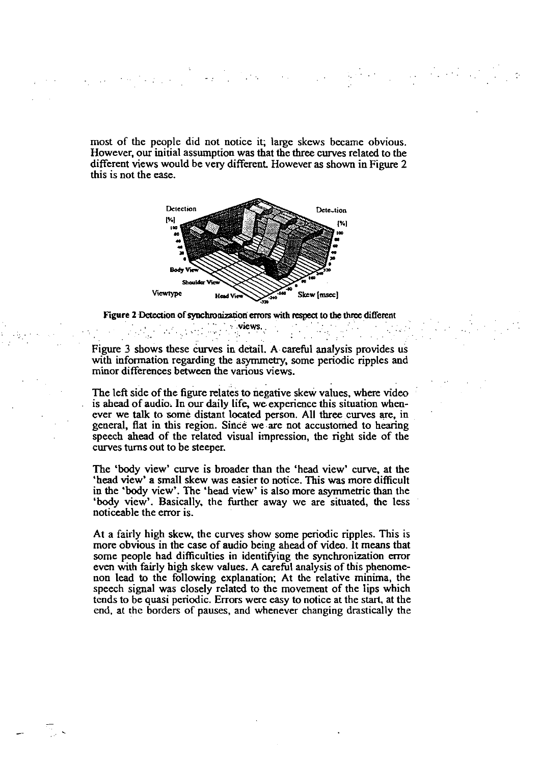most of the people did not notice it; large skews became obvious. However, our initial assumption was that the three curves related to the different views would be very different. However as shown in Figure 2 this is not the ease.

Detection
[%]
100
80
60
40
20
0

Detection
[%]
100
80
60
40
20
0

Body View
Shoulder View
Head View
Viewtype

-320
-240
-160
-80
0
80
160
240
320
Skew [msec]

**Figure 2** Detection of synchronization errors with respect to the three different views.

Figure 3 shows these curves in detail. A careful analysis provides us with information regarding the asymmetry, some periodic ripples and minor differences between the various views.

The left side of the figure relates to negative skew values, where video is ahead of audio. In our daily life, we experience this situation whenever we talk to some distant located person. All three curves are, in general, flat in this region. Since we are not accustomed to hearing speech ahead of the related visual impression, the right side of the curves turns out to be steeper.

The 'body view' curve is broader than the 'head view' curve, at the 'head view' a small skew was easier to notice. This was more difficult in the 'body view'. The 'head view' is also more asymmetric than the 'body view'. Basically, the further away we are situated, the less noticeable the error is.

At a fairly high skew, the curves show some periodic ripples. This is more obvious in the case of audio being ahead of video. It means that some people had difficulties in identifying the synchronization error even with fairly high skew values. A careful analysis of this phenomenon lead to the following explanation; At the relative minima, the speech signal was closely related to the movement of the lips which tends to be quasi periodic. Errors were easy to notice at the start, at the end, at the borders of pauses, and whenever changing drastically the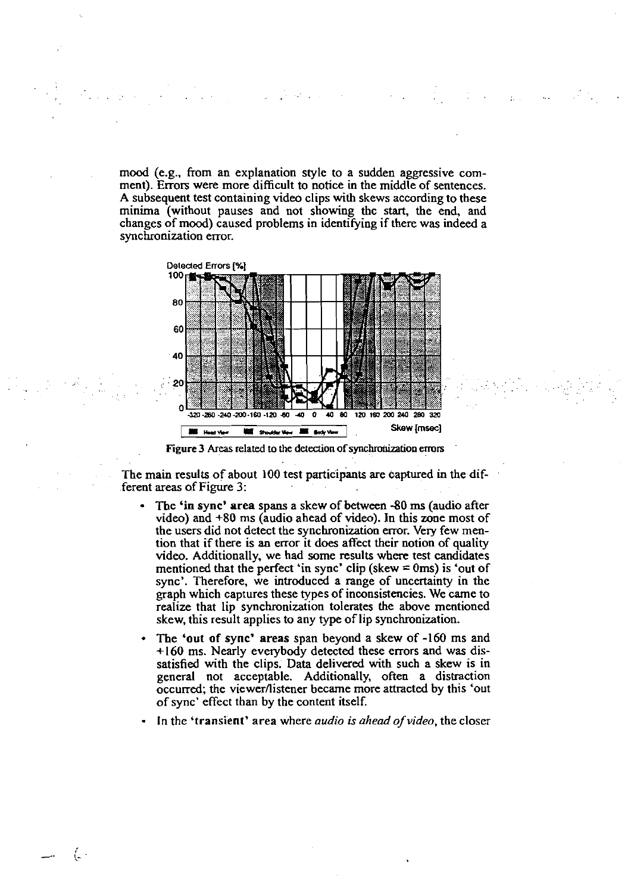mood (e.g., from an explanation style to a sudden aggressive comment). Errors were more difficult to notice in the middle of sentences. A subsequent test containing video clips with skews according to these minima (without pauses and not showing the start, the end, and changes of mood) caused problems in identifying if there was indeed a synchronization error.

Figure 3 Areas related to the detection of synchronization errors

The main results of about 100 test participants are captured in the different areas of Figure 3:

- The **'in sync' area** spans a skew of between -80 ms (audio after video) and +80 ms (audio ahead of video). In this zone most of the users did not detect the synchronization error. Very few mention that if there is an error it does affect their notion of quality video. Additionally, we had some results where test candidates mentioned that the perfect 'in sync' clip (skew = 0ms) is 'out of sync'. Therefore, we introduced a range of uncertainty in the graph which captures these types of inconsistencies. We came to realize that lip synchronization tolerates the above mentioned skew, this result applies to any type of lip synchronization.
- The **'out of sync' areas** span beyond a skew of -160 ms and +160 ms. Nearly everybody detected these errors and was dissatisfied with the clips. Data delivered with such a skew is in general not acceptable. Additionally, often a distraction occurred; the viewer/listener became more attracted by this 'out of sync' effect than by the content itself.
- In the **'transient' area** where *audio is ahead of video*, the closer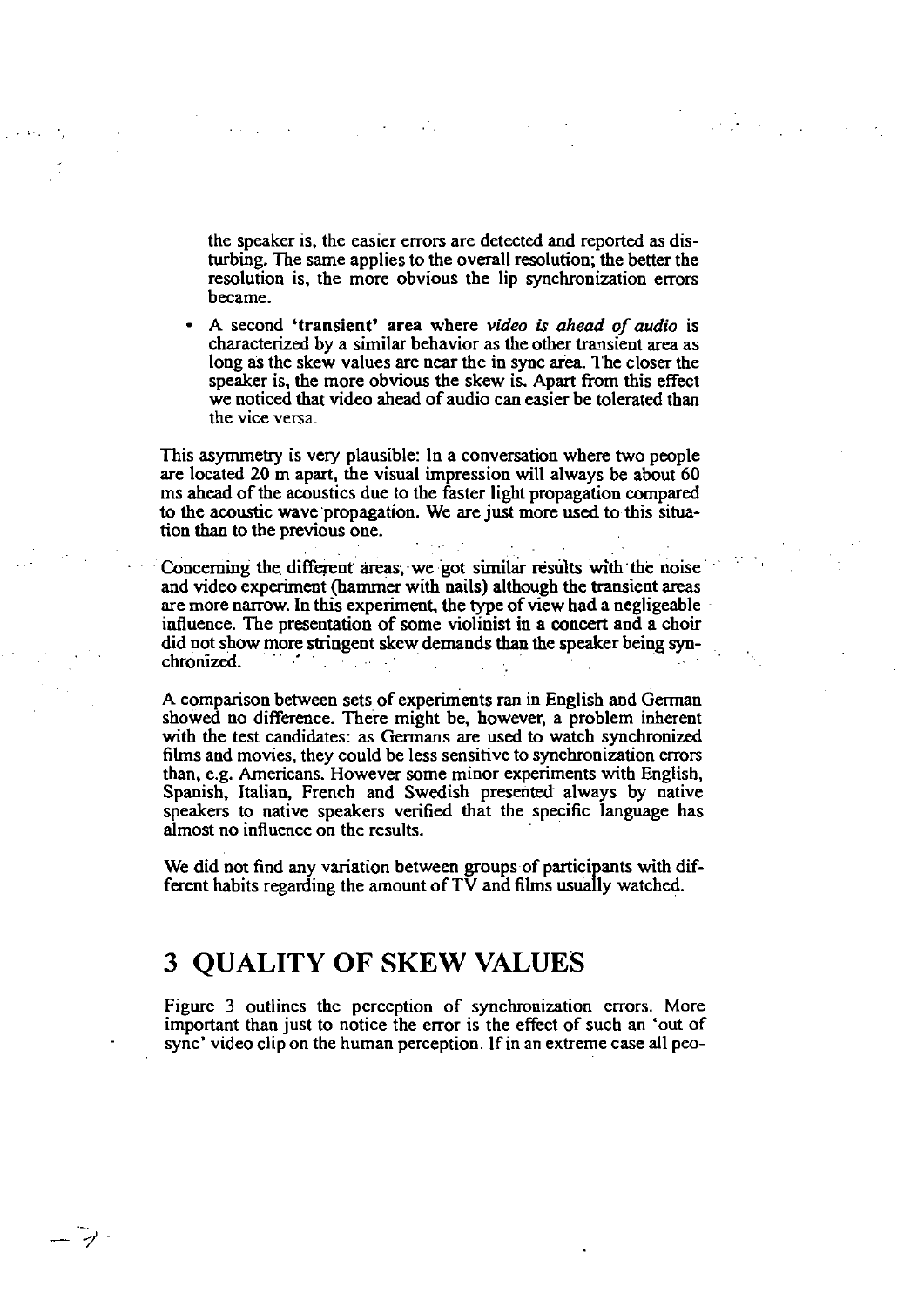the speaker is, the easier errors are detected and reported as disturbing. The same applies to the overall resolution; the better the resolution is, the more obvious the lip synchronization errors became.

- A second **'transient' area** where *video is ahead of audio* is characterized by a similar behavior as the other transient area as long as the skew values are near the in sync area. The closer the speaker is, the more obvious the skew is. Apart from this effect we noticed that video ahead of audio can easier be tolerated than the vice versa.

This asymmetry is very plausible: In a conversation where two people are located 20 m apart, the visual impression will always be about 60 ms ahead of the acoustics due to the faster light propagation compared to the acoustic wave propagation. We are just more used to this situation than to the previous one.

Concerning the different areas, we got similar results with the noise and video experiment (hammer with nails) although the transient areas are more narrow. In this experiment, the type of view had a negligeable influence. The presentation of some violinist in a concert and a choir did not show more stringent skew demands than the speaker being synchronized.

A comparison between sets of experiments ran in English and German showed no difference. There might be, however, a problem inherent with the test candidates: as Germans are used to watch synchronized films and movies, they could be less sensitive to synchronization errors than, e.g. Americans. However some minor experiments with English, Spanish, Italian, French and Swedish presented always by native speakers to native speakers verified that the specific language has almost no influence on the results.

We did not find any variation between groups of participants with different habits regarding the amount of TV and films usually watched.

# 3 QUALITY OF SKEW VALUES

Figure 3 outlines the perception of synchronization errors. More important than just to notice the error is the effect of such an 'out of sync' video clip on the human perception. If in an extreme case all peo-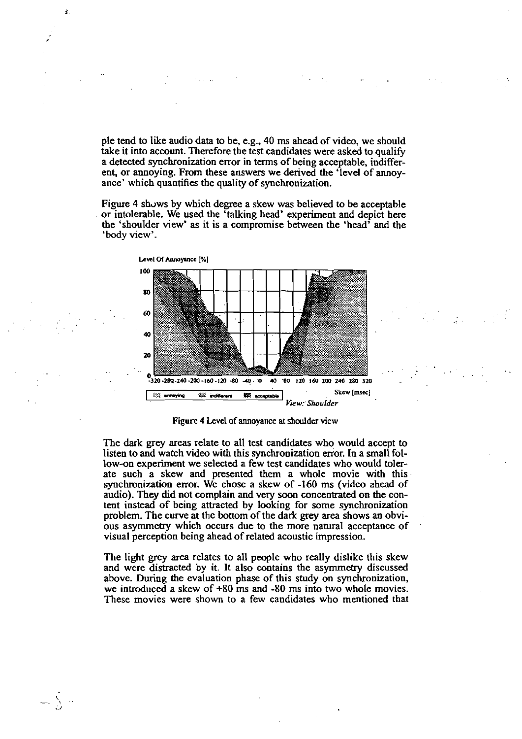ple tend to like audio data to be, e.g., 40 ms ahead of video, we should take it into account. Therefore the test candidates were asked to qualify a detected synchronization error in terms of being acceptable, indifferent, or annoying. From these answers we derived the 'level of annoyance' which quantifies the quality of synchronization.

Figure 4 shows by which degree a skew was believed to be acceptable or intolerable. We used the 'talking head' experiment and depict here the 'shoulder view' as it is a compromise between the 'head' and the 'body view'.

Figure 4 Level of annoyance at shoulder view

The dark grey areas relate to all test candidates who would accept to listen to and watch video with this synchronization error. In a small follow-on experiment we selected a few test candidates who would tolerate such a skew and presented them a whole movie with this synchronization error. We chose a skew of -160 ms (video ahead of audio). They did not complain and very soon concentrated on the content instead of being attracted by looking for some synchronization problem. The curve at the bottom of the dark grey area shows an obvious asymmetry which occurs due to the more natural acceptance of visual perception being ahead of related acoustic impression.

The light grey area relates to all people who really dislike this skew and were distracted by it. It also contains the asymmetry discussed above. During the evaluation phase of this study on synchronization, we introduced a skew of +80 ms and -80 ms into two whole movies. These movies were shown to a few candidates who mentioned that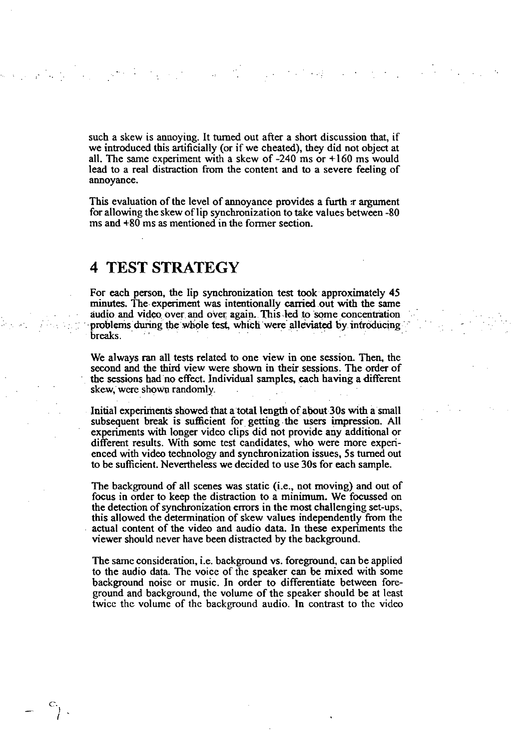such a skew is annoying. It turned out after a short discussion that, if we introduced this artificially (or if we cheated), they did not object at all. The same experiment with a skew of -240 ms or +160 ms would lead to a real distraction from the content and to a severe feeling of annoyance.

This evaluation of the level of annoyance provides a furth :r argument for allowing the skew of lip synchronization to take values between -80 ms and +80 ms as mentioned in the former section.

# 4 TEST STRATEGY

For each person, the lip synchronization test took approximately 45 minutes. The experiment was intentionally carried out with the same audio and video over and over again. This led to some concentration problems during the whole test, which were alleviated by introducing breaks.

We always ran all tests related to one view in one session. Then, the second and the third view were shown in their sessions. The order of the sessions had no effect. Individual samples, each having a different skew, were shown randomly.

Initial experiments showed that a total length of about 30s with a small subsequent break is sufficient for getting the users impression. All experiments with longer video clips did not provide any additional or different results. With some test candidates, who were more experienced with video technology and synchronization issues, 5s turned out to be sufficient. Nevertheless we decided to use 30s for each sample.

The background of all scenes was static (i.e., not moving) and out of focus in order to keep the distraction to a minimum. We focussed on the detection of synchronization errors in the most challenging set-ups, this allowed the determination of skew values independently from the actual content of the video and audio data. In these experiments the viewer should never have been distracted by the background.

The same consideration, i.e. background vs. foreground, can be applied to the audio data. The voice of the speaker can be mixed with some background noise or music. In order to differentiate between foreground and background, the volume of the speaker should be at least twice the volume of the background audio. In contrast to the video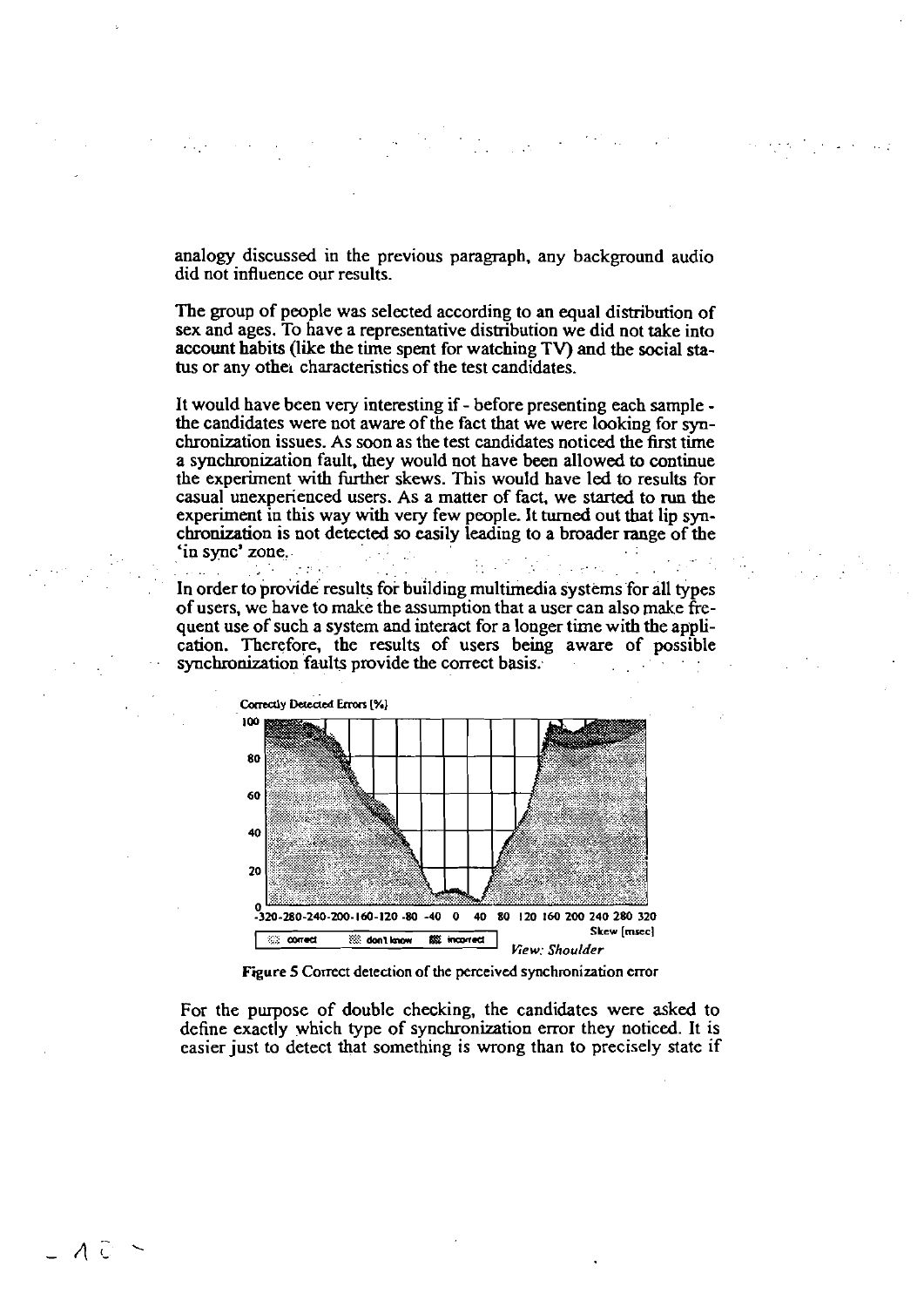analogy discussed in the previous paragraph, any background audio did not influence our results.

The group of people was selected according to an equal distribution of sex and ages. To have a representative distribution we did not take into account habits (like the time spent for watching TV) and the social status or any other characteristics of the test candidates.

It would have been very interesting if - before presenting each sample - the candidates were not aware of the fact that we were looking for synchronization issues. As soon as the test candidates noticed the first time a synchronization fault, they would not have been allowed to continue the experiment with further skews. This would have led to results for casual unexperienced users. As a matter of fact, we started to run the experiment in this way with very few people. It turned out that lip synchronization is not detected so easily leading to a broader range of the 'in sync' zone.

In order to provide results for building multimedia systems for all types of users, we have to make the assumption that a user can also make frequent use of such a system and interact for a longer time with the application. Therefore, the results of users being aware of possible synchronization faults provide the correct basis.

**Figure 5** Correct detection of the perceived synchronization error

For the purpose of double checking, the candidates were asked to define exactly which type of synchronization error they noticed. It is easier just to detect that something is wrong than to precisely state if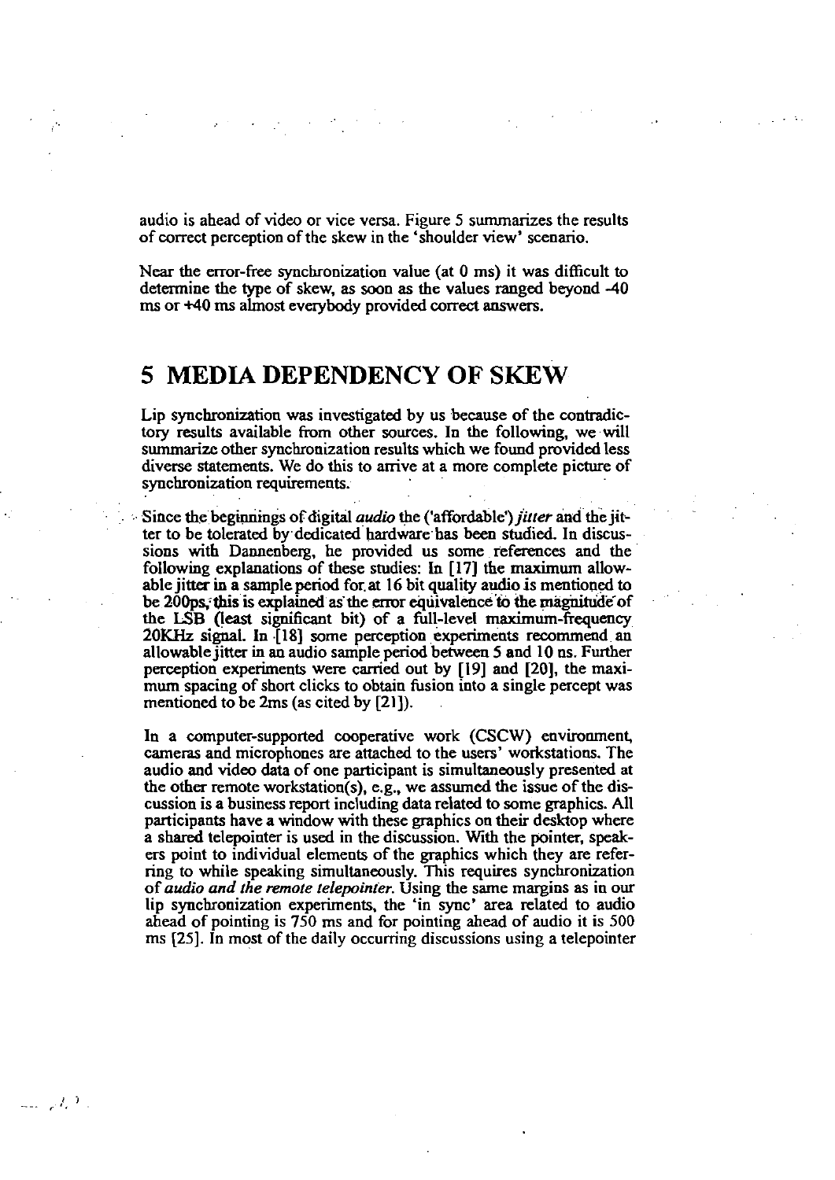audio is ahead of video or vice versa. Figure 5 summarizes the results of correct perception of the skew in the 'shoulder view' scenario.

Near the error-free synchronization value (at 0 ms) it was difficult to determine the type of skew, as soon as the values ranged beyond -40 ms or +40 ms almost everybody provided correct answers.

# 5 MEDIA DEPENDENCY OF SKEW

Lip synchronization was investigated by us because of the contradictory results available from other sources. In the following, we will summarize other synchronization results which we found provided less diverse statements. We do this to arrive at a more complete picture of synchronization requirements.

Since the beginnings of digital *audio* the ('affordable') *jitter* and the jitter to be tolerated by dedicated hardware has been studied. In discussions with Dannenberg, he provided us some references and the following explanations of these studies: In [17] the maximum allowable jitter in a sample period for at 16 bit quality audio is mentioned to be 200ps, this is explained as the error equivalence to the magnitude of the LSB (least significant bit) of a full-level maximum-frequency 20KHz signal. In [18] some perception experiments recommend an allowable jitter in an audio sample period between 5 and 10 ns. Further perception experiments were carried out by [19] and [20], the maximum spacing of short clicks to obtain fusion into a single percept was mentioned to be 2ms (as cited by [21]).

In a computer-supported cooperative work (CSCW) environment, cameras and microphones are attached to the users' workstations. The audio and video data of one participant is simultaneously presented at the other remote workstation(s), e.g., we assumed the issue of the discussion is a business report including data related to some graphics. All participants have a window with these graphics on their desktop where a shared telepointer is used in the discussion. With the pointer, speakers point to individual elements of the graphics which they are referring to while speaking simultaneously. This requires synchronization of *audio and the remote telepointer*. Using the same margins as in our lip synchronization experiments, the 'in sync' area related to audio ahead of pointing is 750 ms and for pointing ahead of audio it is 500 ms [25]. In most of the daily occurring discussions using a telepointer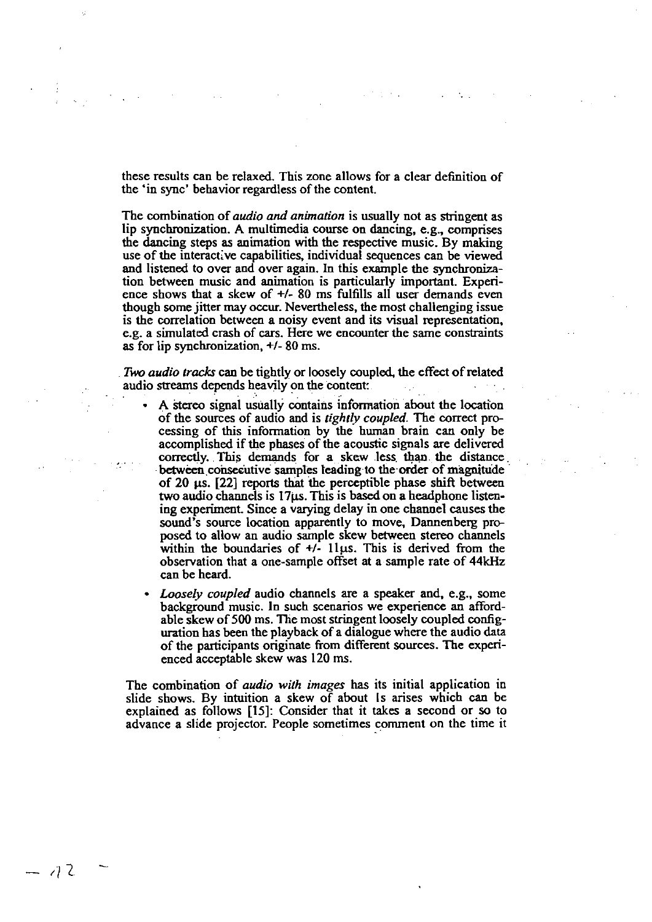these results can be relaxed. This zone allows for a clear definition of the 'in sync' behavior regardless of the content.

The combination of *audio and animation* is usually not as stringent as lip synchronization. A multimedia course on dancing, e.g., comprises the dancing steps as animation with the respective music. By making use of the interactive capabilities, individual sequences can be viewed and listened to over and over again. In this example the synchronization between music and animation is particularly important. Experience shows that a skew of +/- 80 ms fulfills all user demands even though some jitter may occur. Nevertheless, the most challenging issue is the correlation between a noisy event and its visual representation, e.g. a simulated crash of cars. Here we encounter the same constraints as for lip synchronization, +/- 80 ms.

*Two audio tracks* can be tightly or loosely coupled, the effect of related audio streams depends heavily on the content:

- A stereo signal usually contains information about the location of the sources of audio and is *tightly coupled*. The correct processing of this information by the human brain can only be accomplished if the phases of the acoustic signals are delivered correctly. This demands for a skew less than the distance between consecutive samples leading to the order of magnitude of 20 µs. [22] reports that the perceptible phase shift between two audio channels is 17µs. This is based on a headphone listening experiment. Since a varying delay in one channel causes the sound's source location apparently to move, Dannenberg proposed to allow an audio sample skew between stereo channels within the boundaries of +/- 11µs. This is derived from the observation that a one-sample offset at a sample rate of 44kHz can be heard.
- *Loosely coupled* audio channels are a speaker and, e.g., some background music. In such scenarios we experience an affordable skew of 500 ms. The most stringent loosely coupled configuration has been the playback of a dialogue where the audio data of the participants originate from different sources. The experienced acceptable skew was 120 ms.

The combination of *audio with images* has its initial application in slide shows. By intuition a skew of about 1s arises which can be explained as follows [15]: Consider that it takes a second or so to advance a slide projector. People sometimes comment on the time it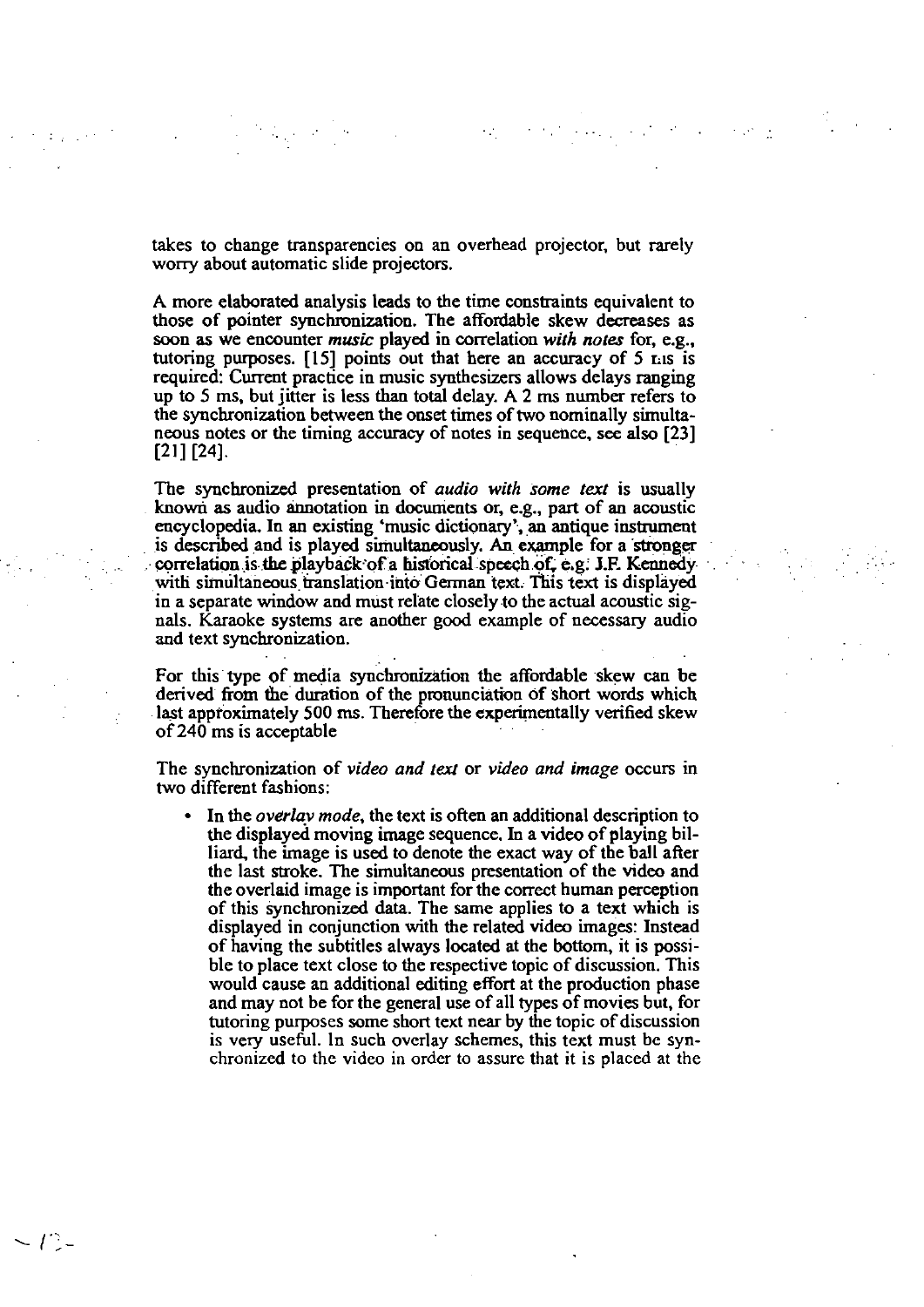takes to change transparencies on an overhead projector, but rarely worry about automatic slide projectors.

A more elaborated analysis leads to the time constraints equivalent to those of pointer synchronization. The affordable skew decreases as soon as we encounter *music* played in correlation *with notes* for, e.g., tutoring purposes. [15] points out that here an accuracy of 5 ms is required: Current practice in music synthesizers allows delays ranging up to 5 ms, but jitter is less than total delay. A 2 ms number refers to the synchronization between the onset times of two nominally simultaneous notes or the timing accuracy of notes in sequence, see also [23] [21] [24].

The synchronized presentation of *audio with some text* is usually known as audio annotation in documents or, e.g., part of an acoustic encyclopedia. In an existing 'music dictionary', an antique instrument is described and is played simultaneously. An example for a stronger correlation is the playback of a historical speech of, e.g. J.F. Kennedy with simultaneous translation into German text. This text is displayed in a separate window and must relate closely to the actual acoustic signals. Karaoke systems are another good example of necessary audio and text synchronization.

For this type of media synchronization the affordable skew can be derived from the duration of the pronunciation of short words which last approximately 500 ms. Therefore the experimentally verified skew of 240 ms is acceptable

The synchronization of *video and text* or *video and image* occurs in two different fashions:

- In the *overlay mode*, the text is often an additional description to the displayed moving image sequence. In a video of playing billiard, the image is used to denote the exact way of the ball after the last stroke. The simultaneous presentation of the video and the overlaid image is important for the correct human perception of this synchronized data. The same applies to a text which is displayed in conjunction with the related video images: Instead of having the subtitles always located at the bottom, it is possible to place text close to the respective topic of discussion. This would cause an additional editing effort at the production phase and may not be for the general use of all types of movies but, for tutoring purposes some short text near by the topic of discussion is very useful. In such overlay schemes, this text must be synchronized to the video in order to assure that it is placed at the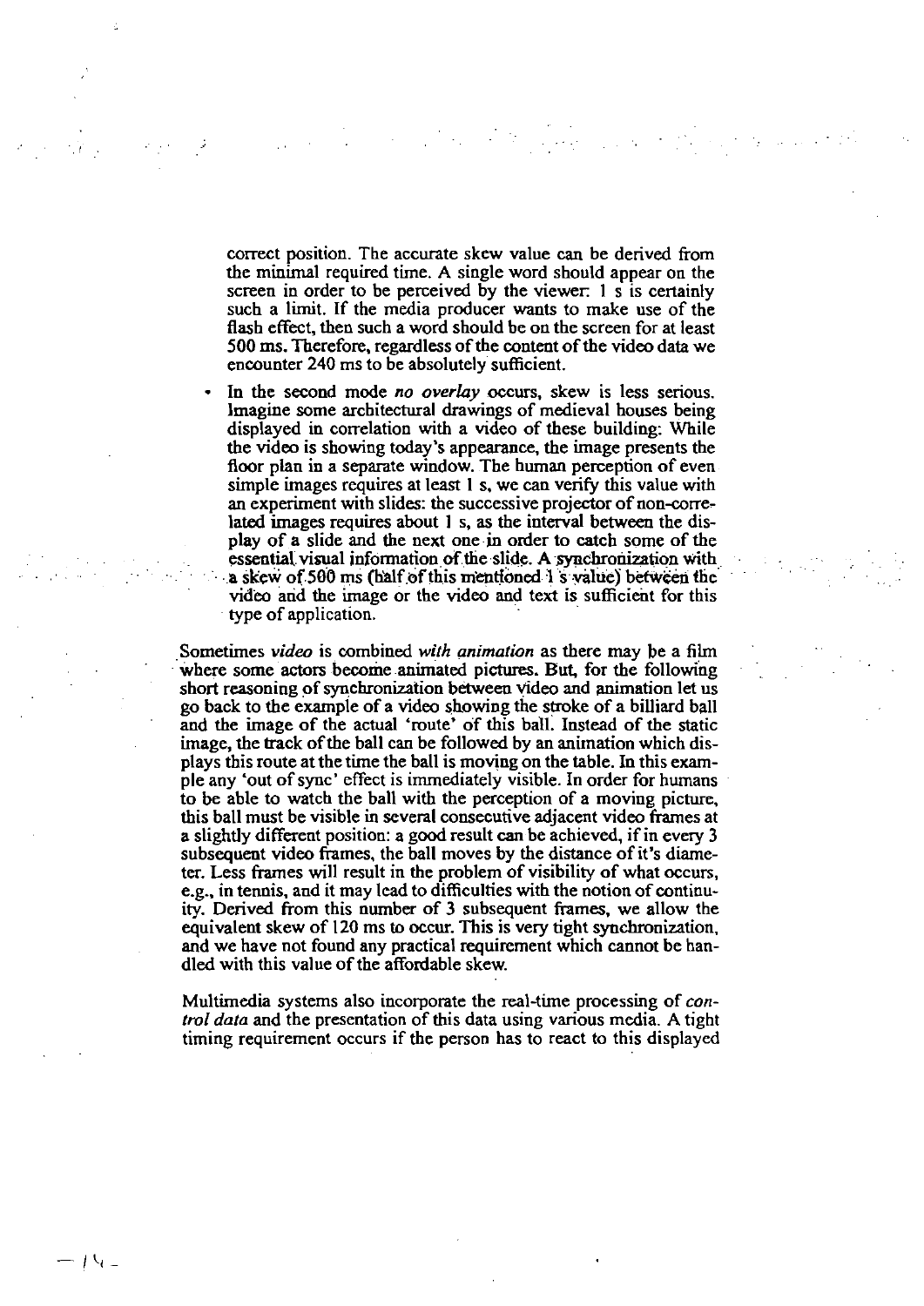correct position. The accurate skew value can be derived from the minimal required time. A single word should appear on the screen in order to be perceived by the viewer: 1 s is certainly such a limit. If the media producer wants to make use of the flash effect, then such a word should be on the screen for at least 500 ms. Therefore, regardless of the content of the video data we encounter 240 ms to be absolutely sufficient.

- In the second mode *no overlay* occurs, skew is less serious. Imagine some architectural drawings of medieval houses being displayed in correlation with a video of these building: While the video is showing today's appearance, the image presents the floor plan in a separate window. The human perception of even simple images requires at least 1 s, we can verify this value with an experiment with slides: the successive projector of non-correlated images requires about 1 s, as the interval between the display of a slide and the next one in order to catch some of the essential visual information of the slide. A synchronization with a skew of 500 ms (half of this mentioned 1 s value) between the video and the image or the video and text is sufficient for this type of application.

Sometimes *video* is combined *with animation* as there may be a film where some actors become animated pictures. But, for the following short reasoning of synchronization between video and animation let us go back to the example of a video showing the stroke of a billiard ball and the image of the actual 'route' of this ball. Instead of the static image, the track of the ball can be followed by an animation which displays this route at the time the ball is moving on the table. In this example any 'out of sync' effect is immediately visible. In order for humans to be able to watch the ball with the perception of a moving picture, this ball must be visible in several consecutive adjacent video frames at a slightly different position: a good result can be achieved, if in every 3 subsequent video frames, the ball moves by the distance of it's diameter. Less frames will result in the problem of visibility of what occurs, e.g., in tennis, and it may lead to difficulties with the notion of continuity. Derived from this number of 3 subsequent frames, we allow the equivalent skew of 120 ms to occur. This is very tight synchronization, and we have not found any practical requirement which cannot be handled with this value of the affordable skew.

Multimedia systems also incorporate the real-time processing of *control data* and the presentation of this data using various media. A tight timing requirement occurs if the person has to react to this displayed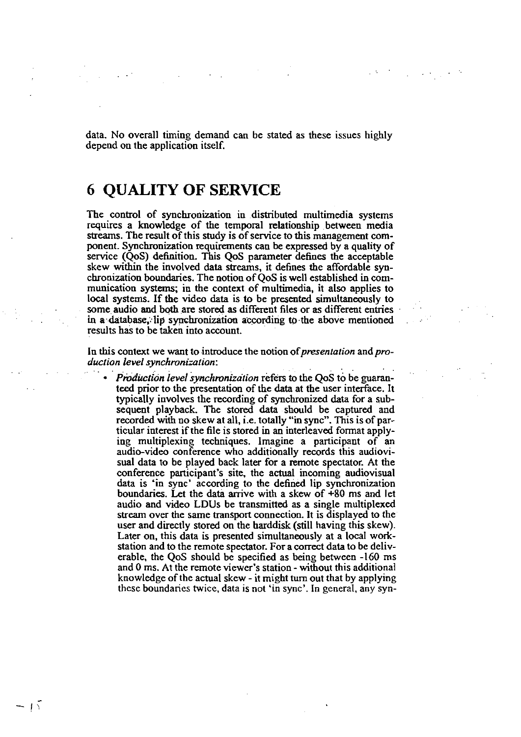data. No overall timing demand can be stated as these issues highly depend on the application itself.

# 6 QUALITY OF SERVICE

The control of synchronization in distributed multimedia systems requires a knowledge of the temporal relationship between media streams. The result of this study is of service to this management component. Synchronization requirements can be expressed by a quality of service (QoS) definition. This QoS parameter defines the acceptable skew within the involved data streams, it defines the affordable synchronization boundaries. The notion of QoS is well established in communication systems; in the context of multimedia, it also applies to local systems. If the video data is to be presented simultaneously to some audio and both are stored as different files or as different entries in a database, lip synchronization according to the above mentioned results has to be taken into account.

In this context we want to introduce the notion of *presentation* and *production level synchronization*:

- *Production level synchronization* refers to the QoS to be guaranteed prior to the presentation of the data at the user interface. It typically involves the recording of synchronized data for a subsequent playback. The stored data should be captured and recorded with no skew at all, i.e. totally "in sync". This is of particular interest if the file is stored in an interleaved format applying multiplexing techniques. Imagine a participant of an audio-video conference who additionally records this audiovisual data to be played back later for a remote spectator. At the conference participant's site, the actual incoming audiovisual data is 'in sync' according to the defined lip synchronization boundaries. Let the data arrive with a skew of +80 ms and let audio and video LDUs be transmitted as a single multiplexed stream over the same transport connection. It is displayed to the user and directly stored on the harddisk (still having this skew). Later on, this data is presented simultaneously at a local workstation and to the remote spectator. For a correct data to be deliverable, the QoS should be specified as being between -160 ms and 0 ms. At the remote viewer's station - without this additional knowledge of the actual skew - it might turn out that by applying these boundaries twice, data is not 'in sync'. In general, any syn-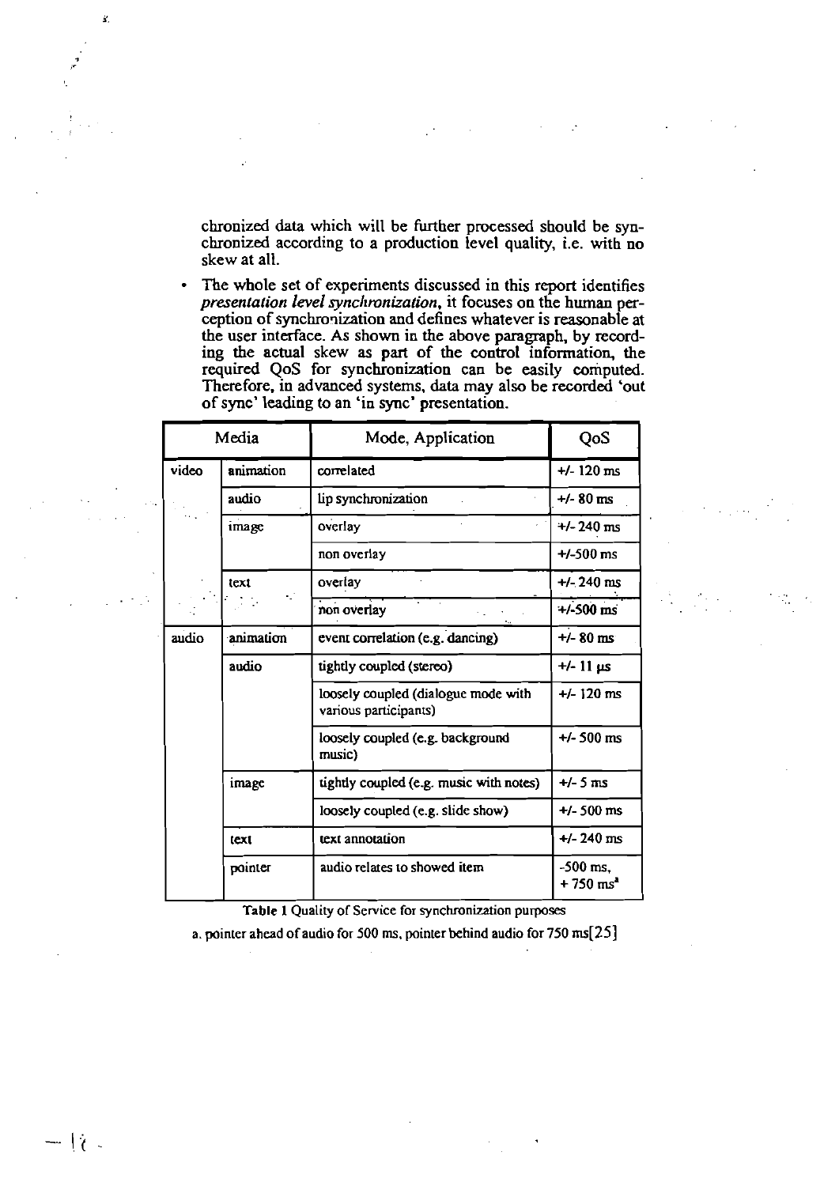chronized data which will be further processed should be synchronized according to a production level quality, i.e. with no skew at all.

- The whole set of experiments discussed in this report identifies *presentation level synchronization*, it focuses on the human perception of synchronization and defines whatever is reasonable at the user interface. As shown in the above paragraph, by recording the actual skew as part of the control information, the required QoS for synchronization can be easily computed. Therefore, in advanced systems, data may also be recorded 'out of sync' leading to an 'in sync' presentation.

| Media | | Mode, Application | QoS |
|---|---|---|---|
| video | animation | correlated | +/- 120 ms |
| | audio | lip synchronization | +/- 80 ms |
| | image | overlay | +/- 240 ms |
| | | non overlay | +/-500 ms |
| | text | overlay | +/- 240 ms |
| | | non overlay | +/-500 ms |
| audio | animation | event correlation (e.g. dancing) | +/- 80 ms |
| | audio | tightly coupled (stereo) | +/- 11 μs |
| | | loosely coupled (dialogue mode with various participants) | +/- 120 ms |
| | | loosely coupled (e.g. background music) | +/- 500 ms |
| | image | tightly coupled (e.g. music with notes) | +/- 5 ms |
| | | loosely coupled (e.g. slide show) | +/- 500 ms |
| | text | text annotation | +/- 240 ms |
| | pointer | audio relates to showed item | -500 ms, + 750 ms[a] |

**Table 1** Quality of Service for synchronization purposes

a. pointer ahead of audio for 500 ms, pointer behind audio for 750 ms[25]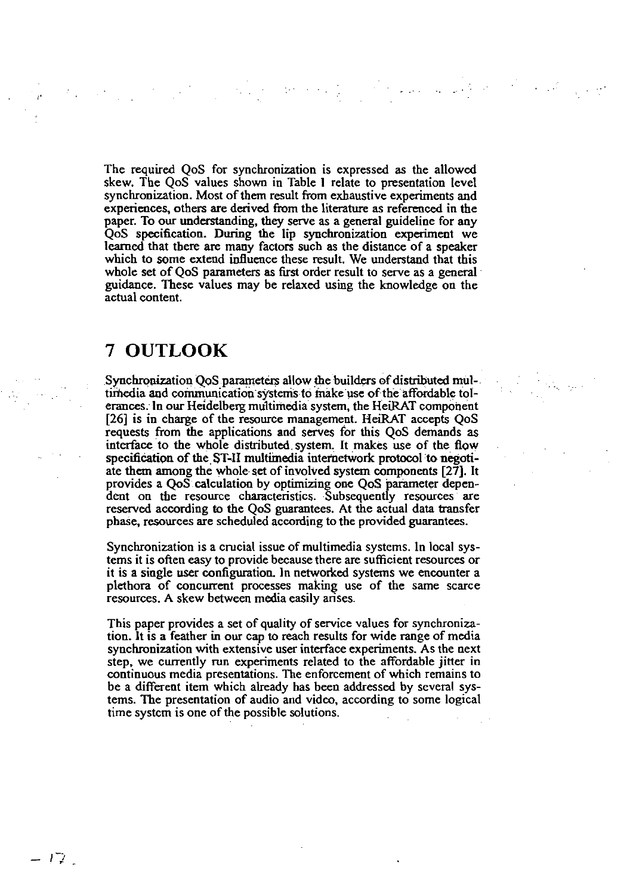The required QoS for synchronization is expressed as the allowed skew. The QoS values shown in Table 1 relate to presentation level synchronization. Most of them result from exhaustive experiments and experiences, others are derived from the literature as referenced in the paper. To our understanding, they serve as a general guideline for any QoS specification. During the lip synchronization experiment we learned that there are many factors such as the distance of a speaker which to some extend influence these result. We understand that this whole set of QoS parameters as first order result to serve as a general guidance. These values may be relaxed using the knowledge on the actual content.

# 7 OUTLOOK

Synchronization QoS parameters allow the builders of distributed multimedia and communication systems to make use of the affordable tolerances. In our Heidelberg multimedia system, the HeiRAT component [26] is in charge of the resource management. HeiRAT accepts QoS requests from the applications and serves for this QoS demands as interface to the whole distributed system. It makes use of the flow specification of the ST-II multimedia internetwork protocol to negotiate them among the whole set of involved system components [27]. It provides a QoS calculation by optimizing one QoS parameter dependent on the resource characteristics. Subsequently resources are reserved according to the QoS guarantees. At the actual data transfer phase, resources are scheduled according to the provided guarantees.

Synchronization is a crucial issue of multimedia systems. In local systems it is often easy to provide because there are sufficient resources or it is a single user configuration. In networked systems we encounter a plethora of concurrent processes making use of the same scarce resources. A skew between media easily arises.

This paper provides a set of quality of service values for synchronization. It is a feather in our cap to reach results for wide range of media synchronization with extensive user interface experiments. As the next step, we currently run experiments related to the affordable jitter in continuous media presentations. The enforcement of which remains to be a different item which already has been addressed by several systems. The presentation of audio and video, according to some logical time system is one of the possible solutions.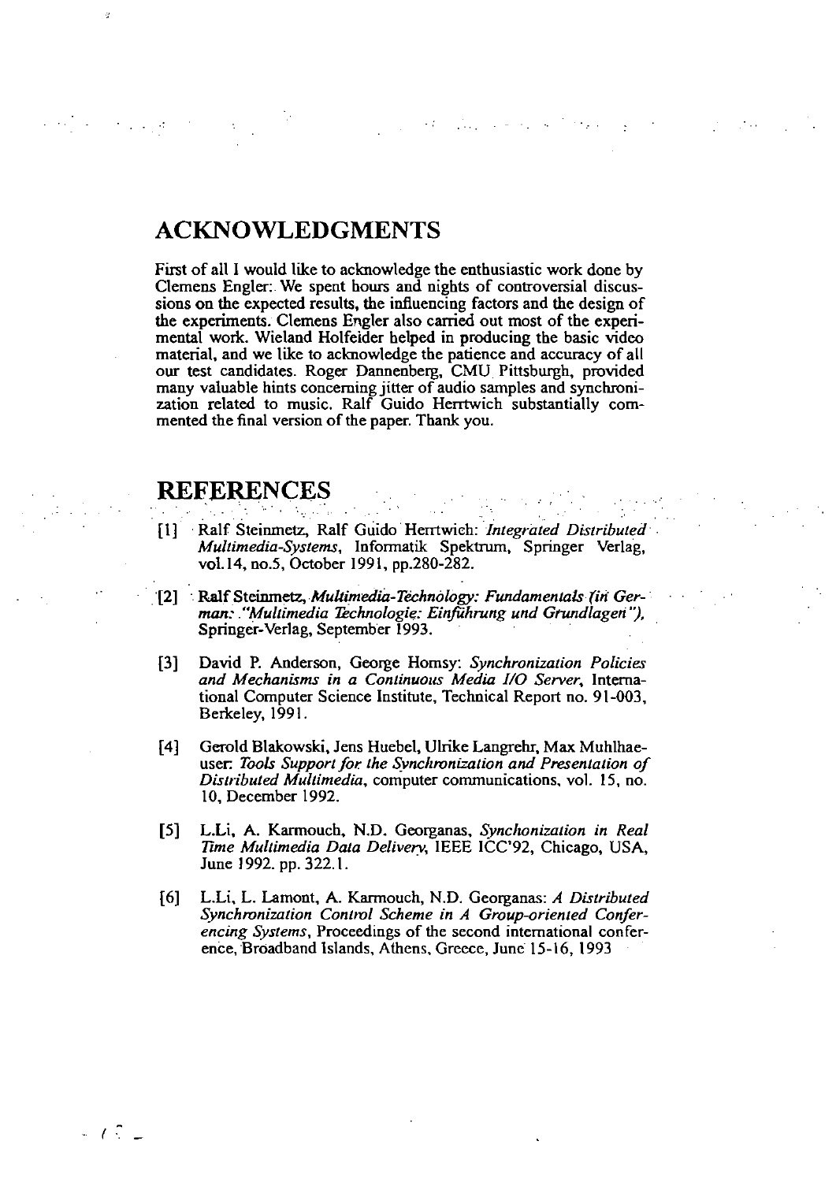## ACKNOWLEDGMENTS

First of all I would like to acknowledge the enthusiastic work done by Clemens Engler. We spent hours and nights of controversial discussions on the expected results, the influencing factors and the design of the experiments. Clemens Engler also carried out most of the experimental work. Wieland Holfelder helped in producing the basic video material, and we like to acknowledge the patience and accuracy of all our test candidates. Roger Dannenberg, CMU Pittsburgh, provided many valuable hints concerning jitter of audio samples and synchronization related to music. Ralf Guido Herrtwich substantially commented the final version of the paper. Thank you.

## REFERENCES

[1] Ralf Steinmetz, Ralf Guido Herrtwich: *Integrated Distributed Multimedia-Systems*, Informatik Spektrum, Springer Verlag, vol.14, no.5, October 1991, pp.280-282.

[2] Ralf Steinmetz, *Multimedia-Technology: Fundamentals (in German: "Multimedia Technologie: Einführung und Grundlagen")*, Springer-Verlag, September 1993.

[3] David P. Anderson, George Homsy: *Synchronization Policies and Mechanisms in a Continuous Media I/O Server*, International Computer Science Institute, Technical Report no. 91-003, Berkeley, 1991.

[4] Gerold Blakowski, Jens Huebel, Ulrike Langrehr, Max Muhlhaeuser: *Tools Support for the Synchronization and Presentation of Distributed Multimedia*, computer communications, vol. 15, no. 10, December 1992.

[5] L.Li, A. Karmouch, N.D. Georganas, *Synchonization in Real Time Multimedia Data Delivery*, IEEE ICC'92, Chicago, USA, June 1992. pp. 322.1.

[6] L.Li, L. Lamont, A. Karmouch, N.D. Georganas: *A Distributed Synchronization Control Scheme in A Group-oriented Conferencing Systems*, Proceedings of the second international conference, Broadband Islands, Athens, Greece, June 15-16, 1993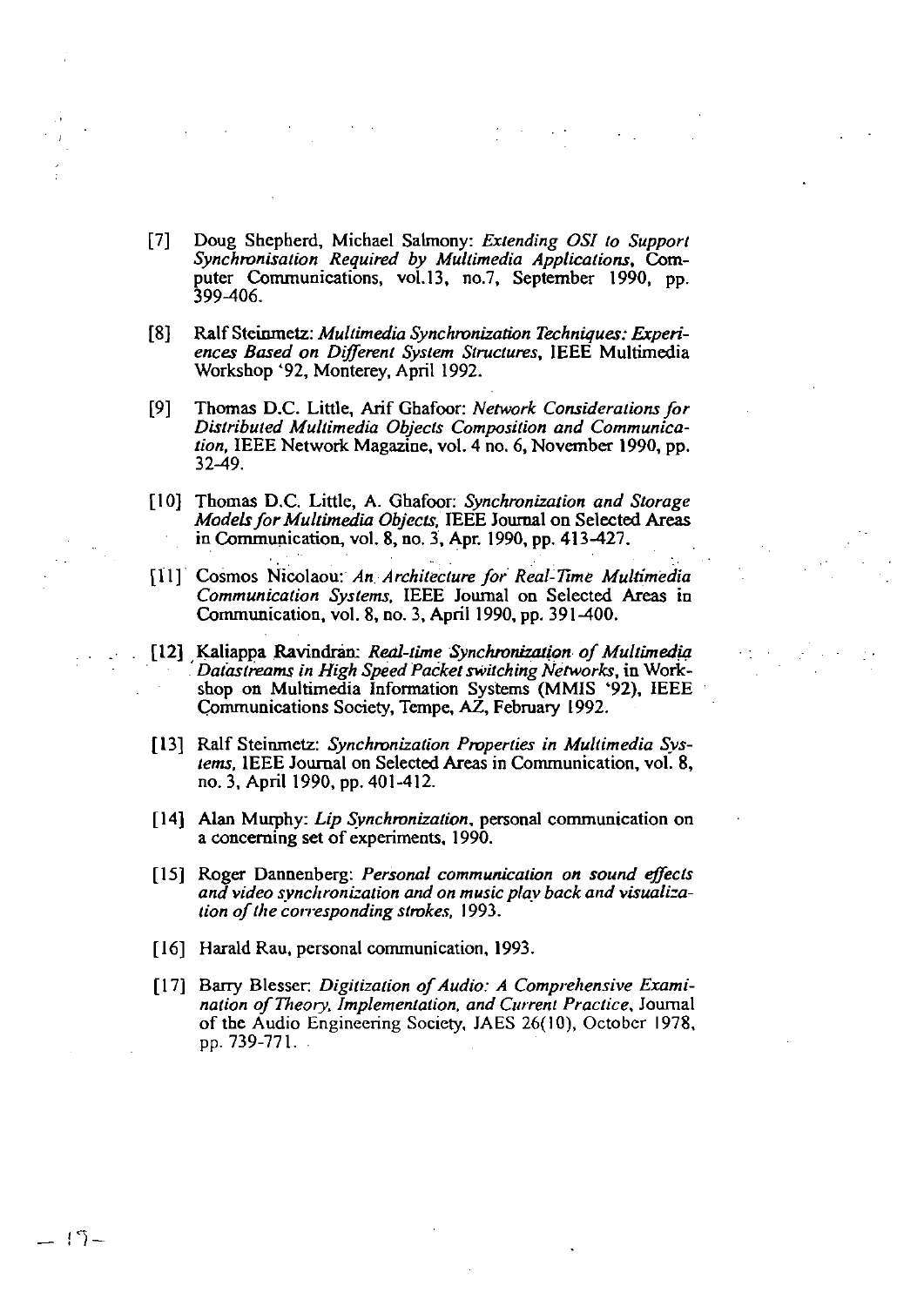[7] Doug Shepherd, Michael Salmony: *Extending OSI to Support Synchronisation Required by Multimedia Applications*, Computer Communications, vol.13, no.7, September 1990, pp. 399-406.

[8] Ralf Steinmetz: *Multimedia Synchronization Techniques: Experiences Based on Different System Structures*, IEEE Multimedia Workshop '92, Monterey, April 1992.

[9] Thomas D.C. Little, Arif Ghafoor: *Network Considerations for Distributed Multimedia Objects Composition and Communication*, IEEE Network Magazine, vol. 4 no. 6, November 1990, pp. 32-49.

[10] Thomas D.C. Little, A. Ghafoor: *Synchronization and Storage Models for Multimedia Objects*, IEEE Journal on Selected Areas in Communication, vol. 8, no. 3, Apr. 1990, pp. 413-427.

[11] Cosmos Nicolaou: *An Architecture for Real-Time Multimedia Communication Systems*, IEEE Journal on Selected Areas in Communication, vol. 8, no. 3, April 1990, pp. 391-400.

[12] Kaliappa Ravindran: *Real-time Synchronization of Multimedia Datastreams in High Speed Packet switching Networks*, in Workshop on Multimedia Information Systems (MMIS '92), IEEE Communications Society, Tempe, AZ, February 1992.

[13] Ralf Steinmetz: *Synchronization Properties in Multimedia Systems*, IEEE Journal on Selected Areas in Communication, vol. 8, no. 3, April 1990, pp. 401-412.

[14] Alan Murphy: *Lip Synchronization*, personal communication on a concerning set of experiments, 1990.

[15] Roger Dannenberg: *Personal communication on sound effects and video synchronization and on music play back and visualization of the corresponding strokes*, 1993.

[16] Harald Rau, personal communication, 1993.

[17] Barry Blesser: *Digitization of Audio: A Comprehensive Examination of Theory, Implementation, and Current Practice*, Journal of the Audio Engineering Society, JAES 26(10), October 1978, pp. 739-771.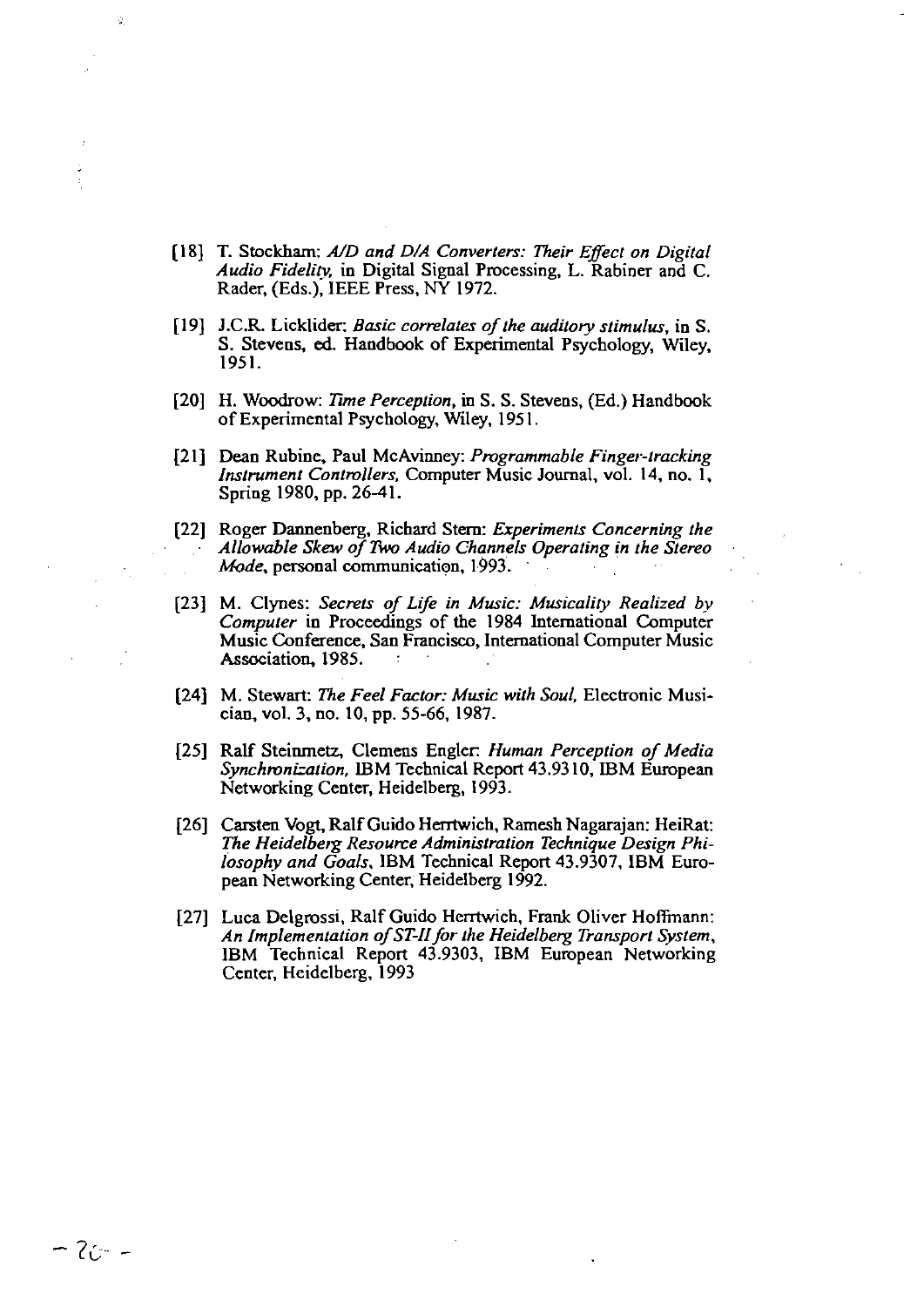[18] T. Stockham: *A/D and D/A Converters: Their Effect on Digital Audio Fidelity,* in Digital Signal Processing, L. Rabiner and C. Rader, (Eds.), IEEE Press, NY 1972.

[19] J.C.R. Licklider: *Basic correlates of the auditory stimulus,* in S. S. Stevens, ed. Handbook of Experimental Psychology, Wiley, 1951.

[20] H. Woodrow: *Time Perception,* in S. S. Stevens, (Ed.) Handbook of Experimental Psychology, Wiley, 1951.

[21] Dean Rubine, Paul McAvinney: *Programmable Finger-tracking Instrument Controllers,* Computer Music Journal, vol. 14, no. 1, Spring 1980, pp. 26-41.

[22] Roger Dannenberg, Richard Stern: *Experiments Concerning the Allowable Skew of Two Audio Channels Operating in the Stereo Mode,* personal communication, 1993.

[23] M. Clynes: *Secrets of Life in Music: Musicality Realized by Computer* in Proceedings of the 1984 International Computer Music Conference, San Francisco, International Computer Music Association, 1985.

[24] M. Stewart: *The Feel Factor: Music with Soul,* Electronic Musician, vol. 3, no. 10, pp. 55-66, 1987.

[25] Ralf Steinmetz, Clemens Engler: *Human Perception of Media Synchronization,* IBM Technical Report 43.9310, IBM European Networking Center, Heidelberg, 1993.

[26] Carsten Vogt, Ralf Guido Herrtwich, Ramesh Nagarajan: HeiRat: *The Heidelberg Resource Administration Technique Design Philosophy and Goals,* IBM Technical Report 43.9307, IBM European Networking Center, Heidelberg 1992.

[27] Luca Delgrossi, Ralf Guido Herrtwich, Frank Oliver Hoffmann: *An Implementation of ST-II for the Heidelberg Transport System,* IBM Technical Report 43.9303, IBM European Networking Center, Heidelberg, 1993